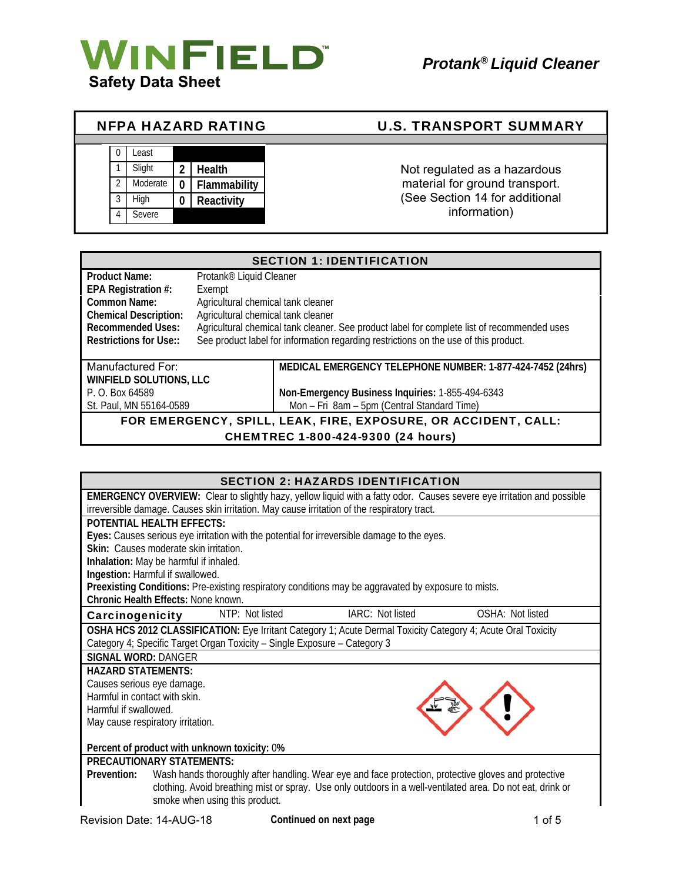# WINFIELD™

**Safety Data Sheet**

***Protank® Liquid Cleaner***

## NFPA HAZARD RATING

| | | | |
|---|---|---|---|
| 0 | Least | | |
| 1 | Slight | 2 | Health |
| 2 | Moderate | 0 | Flammability |
| 3 | High | 0 | Reactivity |
| 4 | Severe | | |

## U.S. TRANSPORT SUMMARY

Not regulated as a hazardous material for ground transport. (See Section 14 for additional information)

## SECTION 1: IDENTIFICATION

**Product Name:** Protank® Liquid Cleaner

**EPA Registration #:** Exempt

**Common Name:** Agricultural chemical tank cleaner

**Chemical Description:** Agricultural chemical tank cleaner

**Recommended Uses:** Agricultural chemical tank cleaner. See product label for complete list of recommended uses

**Restrictions for Use::** See product label for information regarding restrictions on the use of this product.

Manufactured For:
**WINFIELD SOLUTIONS, LLC**
P. O. Box 64589
St. Paul, MN 55164-0589

**MEDICAL EMERGENCY TELEPHONE NUMBER: 1-877-424-7452 (24hrs)**

**Non-Emergency Business Inquiries:** 1-855-494-6343
Mon – Fri 8am – 5pm (Central Standard Time)

**FOR EMERGENCY, SPILL, LEAK, FIRE, EXPOSURE, OR ACCIDENT, CALL:**
**CHEMTREC 1-800-424-9300 (24 hours)**

## SECTION 2: HAZARDS IDENTIFICATION

**EMERGENCY OVERVIEW:** Clear to slightly hazy, yellow liquid with a fatty odor. Causes severe eye irritation and possible irreversible damage. Causes skin irritation. May cause irritation of the respiratory tract.

**POTENTIAL HEALTH EFFECTS:**

**Eyes:** Causes serious eye irritation with the potential for irreversible damage to the eyes.

**Skin:** Causes moderate skin irritation.

**Inhalation:** May be harmful if inhaled.

**Ingestion:** Harmful if swallowed.

**Preexisting Conditions:** Pre-existing respiratory conditions may be aggravated by exposure to mists.

**Chronic Health Effects:** None known.

**Carcinogenicity** NTP: Not listed IARC: Not listed OSHA: Not listed

**OSHA HCS 2012 CLASSIFICATION:** Eye Irritant Category 1; Acute Dermal Toxicity Category 4; Acute Oral Toxicity Category 4; Specific Target Organ Toxicity – Single Exposure – Category 3

**SIGNAL WORD:** DANGER

**HAZARD STATEMENTS:**

Causes serious eye damage.
Harmful in contact with skin.
Harmful if swallowed.
May cause respiratory irritation.

**Percent of product with unknown toxicity:** 0%

**PRECAUTIONARY STATEMENTS:**

**Prevention:** Wash hands thoroughly after handling. Wear eye and face protection, protective gloves and protective clothing. Avoid breathing mist or spray. Use only outdoors in a well-ventilated area. Do not eat, drink or smoke when using this product.

Revision Date: 14-AUG-18

**Continued on next page**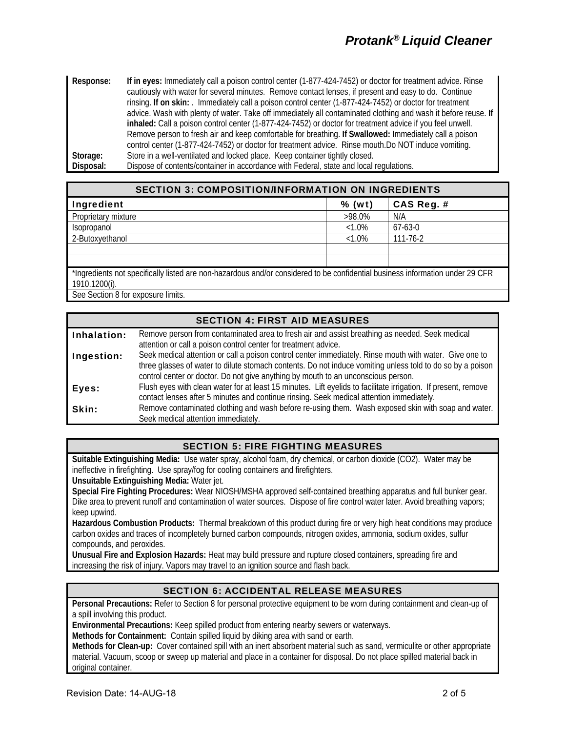**Response:** **If in eyes:** Immediately call a poison control center (1-877-424-7452) or doctor for treatment advice. Rinse cautiously with water for several minutes. Remove contact lenses, if present and easy to do. Continue rinsing. **If on skin:** . Immediately call a poison control center (1-877-424-7452) or doctor for treatment advice. Wash with plenty of water. Take off immediately all contaminated clothing and wash it before reuse. **If inhaled:** Call a poison control center (1-877-424-7452) or doctor for treatment advice if you feel unwell. Remove person to fresh air and keep comfortable for breathing. **If Swallowed:** Immediately call a poison control center (1-877-424-7452) or doctor for treatment advice. Rinse mouth.Do NOT induce vomiting.

**Storage:** Store in a well-ventilated and locked place. Keep container tightly closed.

**Disposal:** Dispose of contents/container in accordance with Federal, state and local regulations.

## SECTION 3: COMPOSITION/INFORMATION ON INGREDIENTS

| Ingredient | % (wt) | CAS Reg. # |
|---|---|---|
| Proprietary mixture | >98.0% | N/A |
| Isopropanol | <1.0% | 67-63-0 |
| 2-Butoxyethanol | <1.0% | 111-76-2 |
| | | |
| | | |

*Ingredients not specifically listed are non-hazardous and/or considered to be confidential business information under 29 CFR 1910.1200(i).

See Section 8 for exposure limits.

## SECTION 4: FIRST AID MEASURES

**Inhalation:** Remove person from contaminated area to fresh air and assist breathing as needed. Seek medical attention or call a poison control center for treatment advice.

**Ingestion:** Seek medical attention or call a poison control center immediately. Rinse mouth with water. Give one to three glasses of water to dilute stomach contents. Do not induce vomiting unless told to do so by a poison control center or doctor. Do not give anything by mouth to an unconscious person.

**Eyes:** Flush eyes with clean water for at least 15 minutes. Lift eyelids to facilitate irrigation. If present, remove contact lenses after 5 minutes and continue rinsing. Seek medical attention immediately.

**Skin:** Remove contaminated clothing and wash before re-using them. Wash exposed skin with soap and water. Seek medical attention immediately.

## SECTION 5: FIRE FIGHTING MEASURES

**Suitable Extinguishing Media:** Use water spray, alcohol foam, dry chemical, or carbon dioxide ($CO_2$). Water may be ineffective in firefighting. Use spray/fog for cooling containers and firefighters.

**Unsuitable Extinguishing Media:** Water jet.

**Special Fire Fighting Procedures:** Wear NIOSH/MSHA approved self-contained breathing apparatus and full bunker gear. Dike area to prevent runoff and contamination of water sources. Dispose of fire control water later. Avoid breathing vapors; keep upwind.

**Hazardous Combustion Products:** Thermal breakdown of this product during fire or very high heat conditions may produce carbon oxides and traces of incompletely burned carbon compounds, nitrogen oxides, ammonia, sodium oxides, sulfur compounds, and peroxides.

**Unusual Fire and Explosion Hazards:** Heat may build pressure and rupture closed containers, spreading fire and increasing the risk of injury. Vapors may travel to an ignition source and flash back.

## SECTION 6: ACCIDENTAL RELEASE MEASURES

**Personal Precautions:** Refer to Section 8 for personal protective equipment to be worn during containment and clean-up of a spill involving this product.

**Environmental Precautions:** Keep spilled product from entering nearby sewers or waterways.

**Methods for Containment:** Contain spilled liquid by diking area with sand or earth.

**Methods for Clean-up:** Cover contained spill with an inert absorbent material such as sand, vermiculite or other appropriate material. Vacuum, scoop or sweep up material and place in a container for disposal. Do not place spilled material back in original container.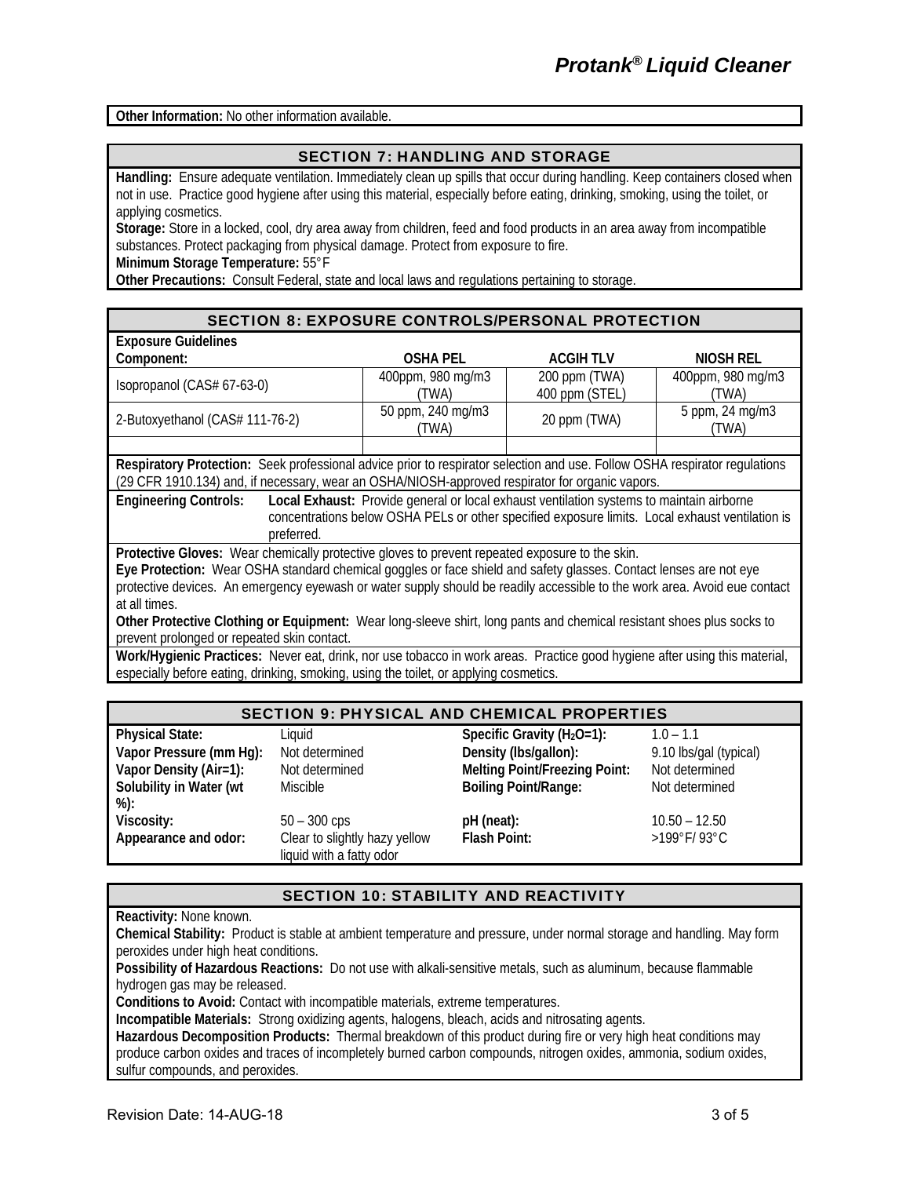**Other Information:** No other information available.

## SECTION 7: HANDLING AND STORAGE

**Handling:** Ensure adequate ventilation. Immediately clean up spills that occur during handling. Keep containers closed when not in use. Practice good hygiene after using this material, especially before eating, drinking, smoking, using the toilet, or applying cosmetics.

**Storage:** Store in a locked, cool, dry area away from children, feed and food products in an area away from incompatible substances. Protect packaging from physical damage. Protect from exposure to fire.

**Minimum Storage Temperature:** 55°F

**Other Precautions:** Consult Federal, state and local laws and regulations pertaining to storage.

## SECTION 8: EXPOSURE CONTROLS/PERSONAL PROTECTION

**Exposure Guidelines**

| Component: | OSHA PEL | ACGIH TLV | NIOSH REL |
|---|---|---|---|
| Isopropanol (CAS# 67-63-0) | 400ppm, 980 mg/m3 (TWA) | 200 ppm (TWA) 400 ppm (STEL) | 400ppm, 980 mg/m3 (TWA) |
| 2-Butoxyethanol (CAS# 111-76-2) | 50 ppm, 240 mg/m3 (TWA) | 20 ppm (TWA) | 5 ppm, 24 mg/m3 (TWA) |
| | | | |

**Respiratory Protection:** Seek professional advice prior to respirator selection and use. Follow OSHA respirator regulations (29 CFR 1910.134) and, if necessary, wear an OSHA/NIOSH-approved respirator for organic vapors.

**Engineering Controls:** **Local Exhaust:** Provide general or local exhaust ventilation systems to maintain airborne concentrations below OSHA PELs or other specified exposure limits. Local exhaust ventilation is preferred.

**Protective Gloves:** Wear chemically protective gloves to prevent repeated exposure to the skin.

**Eye Protection:** Wear OSHA standard chemical goggles or face shield and safety glasses. Contact lenses are not eye protective devices. An emergency eyewash or water supply should be readily accessible to the work area. Avoid eue contact at all times.

**Other Protective Clothing or Equipment:** Wear long-sleeve shirt, long pants and chemical resistant shoes plus socks to prevent prolonged or repeated skin contact.

**Work/Hygienic Practices:** Never eat, drink, nor use tobacco in work areas. Practice good hygiene after using this material, especially before eating, drinking, smoking, using the toilet, or applying cosmetics.

## SECTION 9: PHYSICAL AND CHEMICAL PROPERTIES

| | | | |
|---|---|---|---|
| **Physical State:** | Liquid | **Specific Gravity ($H_2O$=1):** | 1.0 – 1.1 |
| **Vapor Pressure (mm Hg):** | Not determined | **Density (lbs/gallon):** | 9.10 lbs/gal (typical) |
| **Vapor Density (Air=1):** | Not determined | **Melting Point/Freezing Point:** | Not determined |
| **Solubility in Water (wt %):** | Miscible | **Boiling Point/Range:** | Not determined |
| **Viscosity:** | 50 – 300 cps | **pH (neat):** | 10.50 – 12.50 |
| **Appearance and odor:** | Clear to slightly hazy yellow liquid with a fatty odor | **Flash Point:** | >199°F/ 93°C |

## SECTION 10: STABILITY AND REACTIVITY

**Reactivity:** None known.

**Chemical Stability:** Product is stable at ambient temperature and pressure, under normal storage and handling. May form peroxides under high heat conditions.

**Possibility of Hazardous Reactions:** Do not use with alkali-sensitive metals, such as aluminum, because flammable hydrogen gas may be released.

**Conditions to Avoid:** Contact with incompatible materials, extreme temperatures.

**Incompatible Materials:** Strong oxidizing agents, halogens, bleach, acids and nitrosating agents.

**Hazardous Decomposition Products:** Thermal breakdown of this product during fire or very high heat conditions may produce carbon oxides and traces of incompletely burned carbon compounds, nitrogen oxides, ammonia, sodium oxides, sulfur compounds, and peroxides.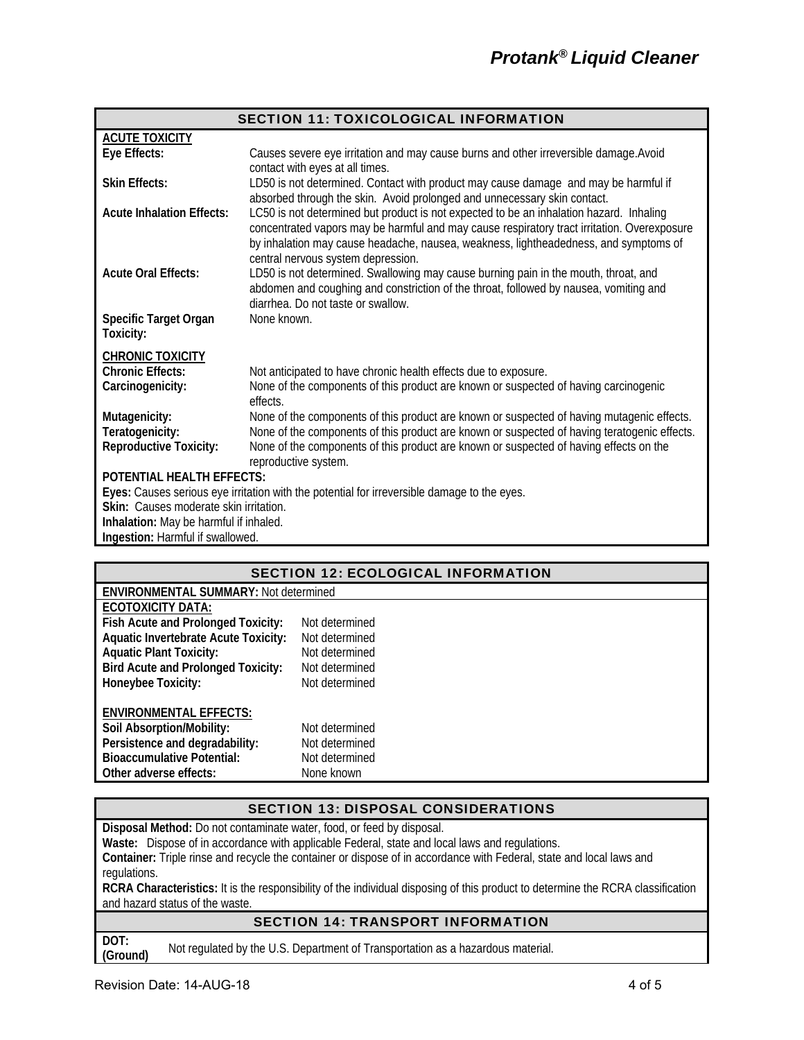## SECTION 11: TOXICOLOGICAL INFORMATION

**ACUTE TOXICITY**

**Eye Effects:** Causes severe eye irritation and may cause burns and other irreversible damage.Avoid contact with eyes at all times.

**Skin Effects:** LD50 is not determined. Contact with product may cause damage and may be harmful if absorbed through the skin. Avoid prolonged and unnecessary skin contact.

**Acute Inhalation Effects:** LC50 is not determined but product is not expected to be an inhalation hazard. Inhaling concentrated vapors may be harmful and may cause respiratory tract irritation. Overexposure by inhalation may cause headache, nausea, weakness, lightheadedness, and symptoms of central nervous system depression.

**Acute Oral Effects:** LD50 is not determined. Swallowing may cause burning pain in the mouth, throat, and abdomen and coughing and constriction of the throat, followed by nausea, vomiting and diarrhea. Do not taste or swallow.

**Specific Target Organ Toxicity:** None known.

**CHRONIC TOXICITY**

**Chronic Effects:** Not anticipated to have chronic health effects due to exposure.

**Carcinogenicity:** None of the components of this product are known or suspected of having carcinogenic effects.

**Mutagenicity:** None of the components of this product are known or suspected of having mutagenic effects.

**Teratogenicity:** None of the components of this product are known or suspected of having teratogenic effects.

**Reproductive Toxicity:** None of the components of this product are known or suspected of having effects on the reproductive system.

**POTENTIAL HEALTH EFFECTS:**

**Eyes:** Causes serious eye irritation with the potential for irreversible damage to the eyes.

**Skin:** Causes moderate skin irritation.

**Inhalation:** May be harmful if inhaled.

**Ingestion:** Harmful if swallowed.

## SECTION 12: ECOLOGICAL INFORMATION

**ENVIRONMENTAL SUMMARY:** Not determined

**ECOTOXICITY DATA:**

| | |
|---|---|
| **Fish Acute and Prolonged Toxicity:** | Not determined |
| **Aquatic Invertebrate Acute Toxicity:** | Not determined |
| **Aquatic Plant Toxicity:** | Not determined |
| **Bird Acute and Prolonged Toxicity:** | Not determined |
| **Honeybee Toxicity:** | Not determined |

**ENVIRONMENTAL EFFECTS:**

| | |
|---|---|
| **Soil Absorption/Mobility:** | Not determined |
| **Persistence and degradability:** | Not determined |
| **Bioaccumulative Potential:** | Not determined |
| **Other adverse effects:** | None known |

## SECTION 13: DISPOSAL CONSIDERATIONS

**Disposal Method:** Do not contaminate water, food, or feed by disposal.

**Waste:** Dispose of in accordance with applicable Federal, state and local laws and regulations.

**Container:** Triple rinse and recycle the container or dispose of in accordance with Federal, state and local laws and regulations.

**RCRA Characteristics:** It is the responsibility of the individual disposing of this product to determine the RCRA classification and hazard status of the waste.

## SECTION 14: TRANSPORT INFORMATION

**DOT: (Ground)** Not regulated by the U.S. Department of Transportation as a hazardous material.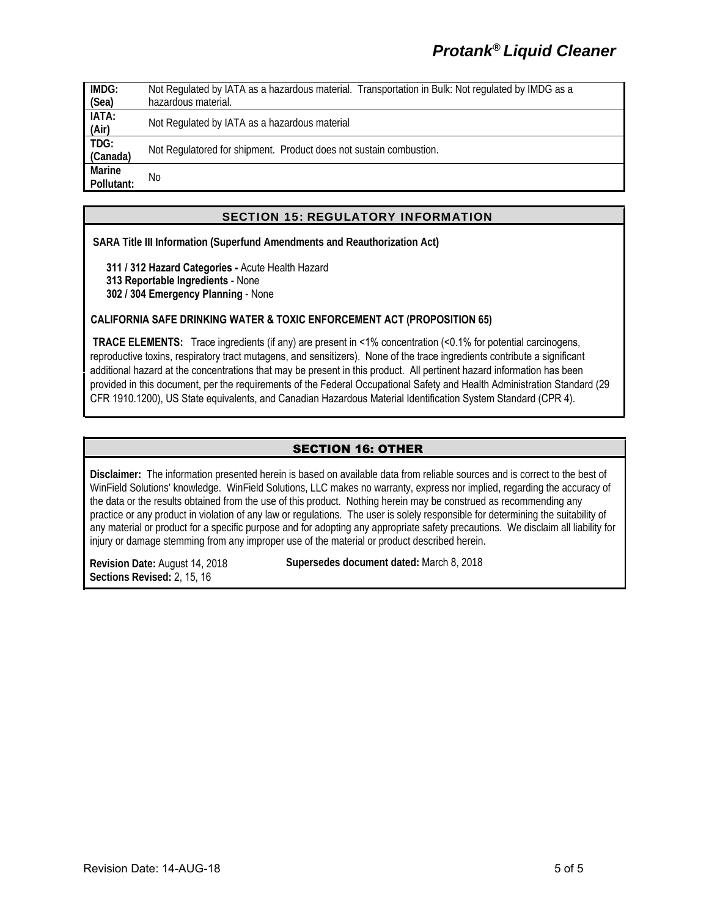| | |
|---|---|
| **IMDG: (Sea)** | Not Regulated by IATA as a hazardous material. Transportation in Bulk: Not regulated by IMDG as a hazardous material. |
| **IATA: (Air)** | Not Regulated by IATA as a hazardous material |
| **TDG: (Canada)** | Not Regulatored for shipment. Product does not sustain combustion. |
| **Marine Pollutant:** | No |

## SECTION 15: REGULATORY INFORMATION

**SARA Title III Information (Superfund Amendments and Reauthorization Act)**

**311 / 312 Hazard Categories -** Acute Health Hazard
**313 Reportable Ingredients** - None
**302 / 304 Emergency Planning** - None

**CALIFORNIA SAFE DRINKING WATER & TOXIC ENFORCEMENT ACT (PROPOSITION 65)**

**TRACE ELEMENTS:** Trace ingredients (if any) are present in <1% concentration (<0.1% for potential carcinogens, reproductive toxins, respiratory tract mutagens, and sensitizers). None of the trace ingredients contribute a significant additional hazard at the concentrations that may be present in this product. All pertinent hazard information has been provided in this document, per the requirements of the Federal Occupational Safety and Health Administration Standard (29 CFR 1910.1200), US State equivalents, and Canadian Hazardous Material Identification System Standard (CPR 4).

## SECTION 16: OTHER

**Disclaimer:** The information presented herein is based on available data from reliable sources and is correct to the best of WinField Solutions' knowledge. WinField Solutions, LLC makes no warranty, express nor implied, regarding the accuracy of the data or the results obtained from the use of this product. Nothing herein may be construed as recommending any practice or any product in violation of any law or regulations. The user is solely responsible for determining the suitability of any material or product for a specific purpose and for adopting any appropriate safety precautions. We disclaim all liability for injury or damage stemming from any improper use of the material or product described herein.

**Revision Date:** August 14, 2018
**Sections Revised:** 2, 15, 16

**Supersedes document dated:** March 8, 2018